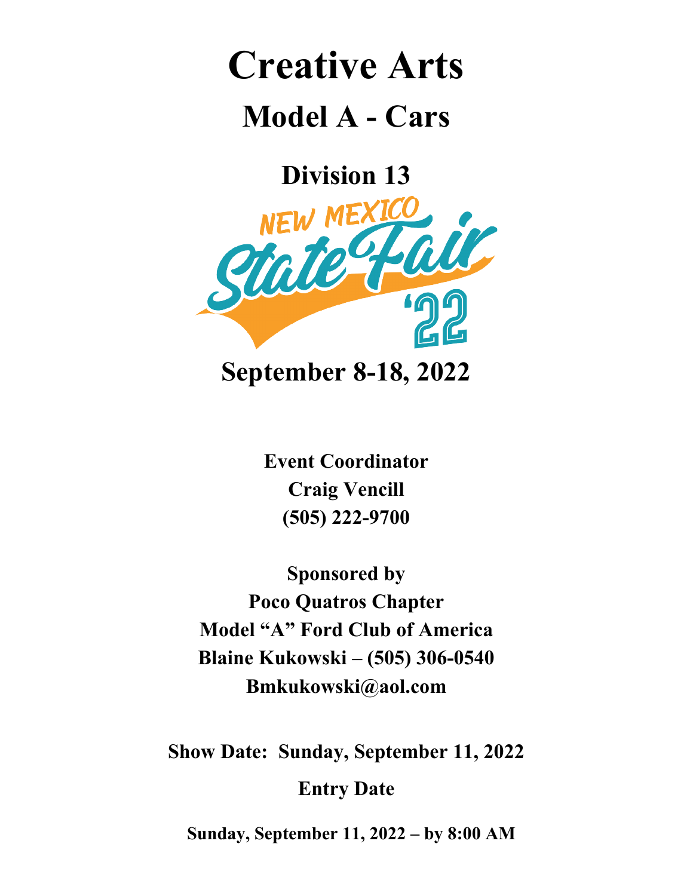# Creative Arts

## Model A - Cars

## Division 13

NEW MEXICO State Fair '22

**September 8-18, 2022**

**Event Coordinator**
**Craig Vencill**
**(505) 222-9700**

**Sponsored by**
**Poco Quatros Chapter**
**Model "A" Ford Club of America**
**Blaine Kukowski – (505) 306-0540**
**Bmkukowski@aol.com**

**Show Date: Sunday, September 11, 2022**

**Entry Date**

**Sunday, September 11, 2022 – by 8:00 AM**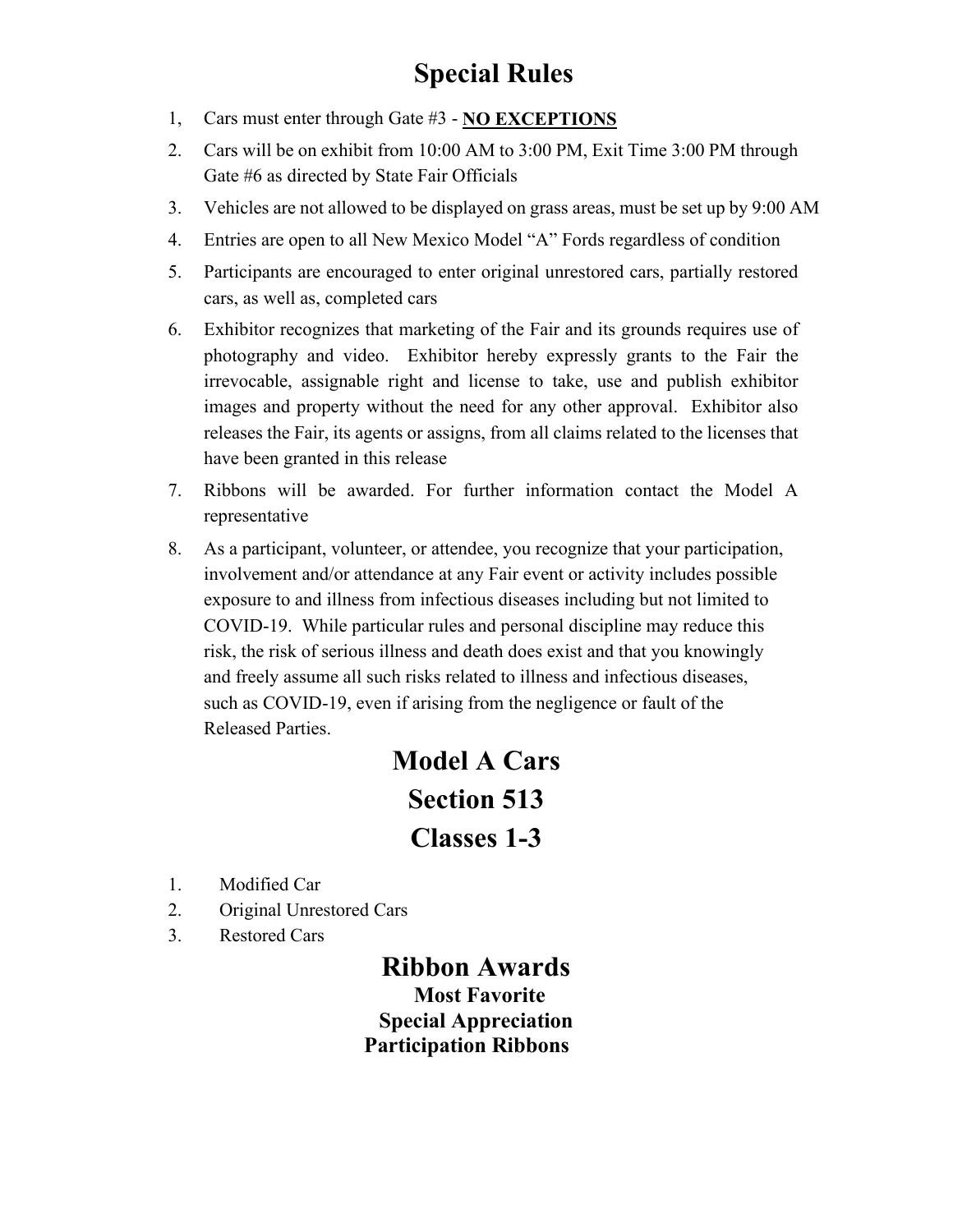# Special Rules

1, Cars must enter through Gate #3 - **NO EXCEPTIONS**
2. Cars will be on exhibit from 10:00 AM to 3:00 PM, Exit Time 3:00 PM through Gate #6 as directed by State Fair Officials
3. Vehicles are not allowed to be displayed on grass areas, must be set up by 9:00 AM
4. Entries are open to all New Mexico Model "A" Fords regardless of condition
5. Participants are encouraged to enter original unrestored cars, partially restored cars, as well as, completed cars
6. Exhibitor recognizes that marketing of the Fair and its grounds requires use of photography and video. Exhibitor hereby expressly grants to the Fair the irrevocable, assignable right and license to take, use and publish exhibitor images and property without the need for any other approval. Exhibitor also releases the Fair, its agents or assigns, from all claims related to the licenses that have been granted in this release
7. Ribbons will be awarded. For further information contact the Model A representative
8. As a participant, volunteer, or attendee, you recognize that your participation, involvement and/or attendance at any Fair event or activity includes possible exposure to and illness from infectious diseases including but not limited to COVID-19. While particular rules and personal discipline may reduce this risk, the risk of serious illness and death does exist and that you knowingly and freely assume all such risks related to illness and infectious diseases, such as COVID-19, even if arising from the negligence or fault of the Released Parties.

# Model A Cars
# Section 513
# Classes 1-3

1. Modified Car
2. Original Unrestored Cars
3. Restored Cars

## Ribbon Awards
### Most Favorite
### Special Appreciation
### Participation Ribbons